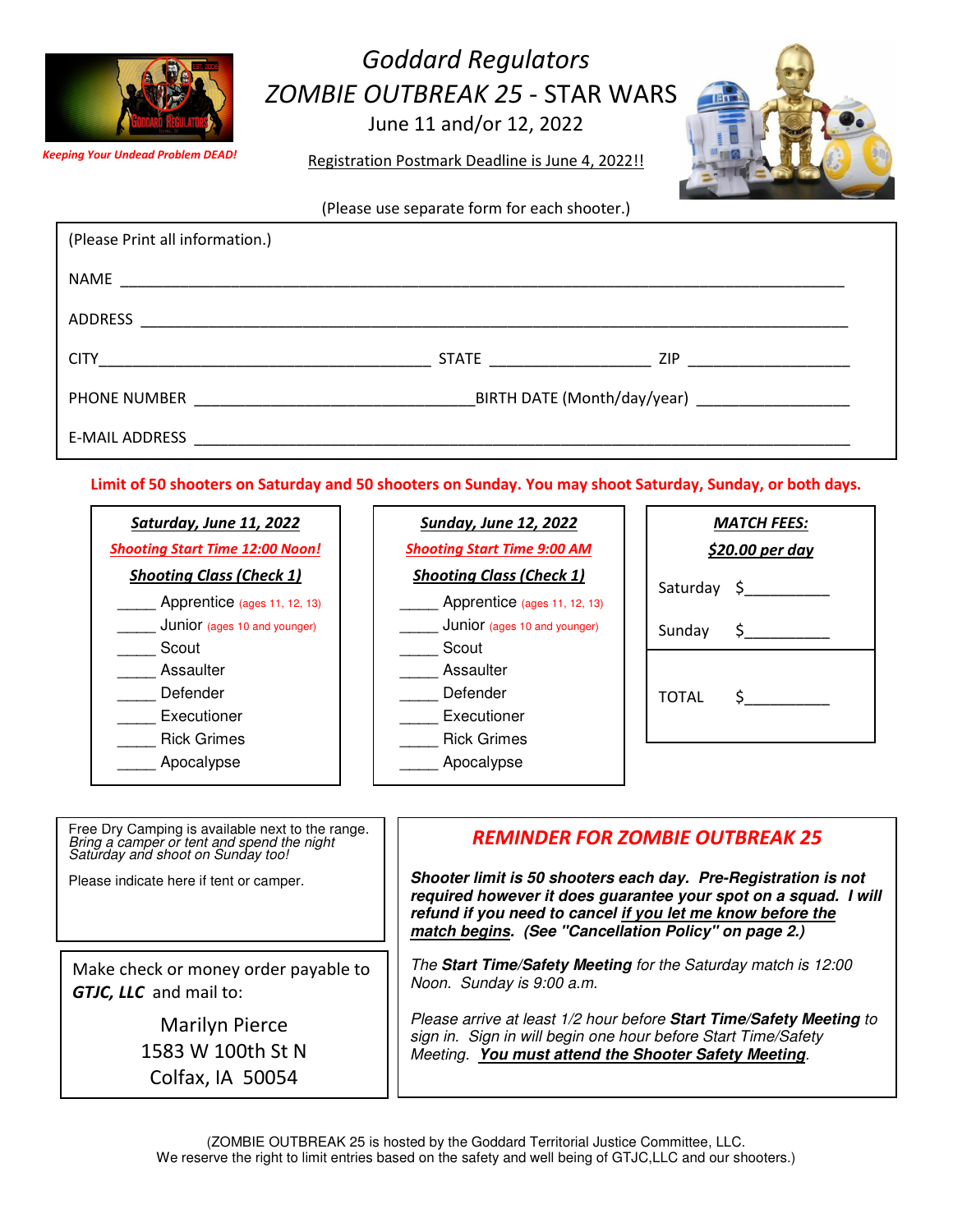Keeping Your Undead Problem DEAD!

# *Goddard Regulators*

## *ZOMBIE OUTBREAK 25* - STAR WARS

June 11 and/or 12, 2022

Registration Postmark Deadline is June 4, 2022!!

(Please use separate form for each shooter.)

(Please Print all information.)

NAME ____________________________________________________________

ADDRESS ____________________________________________________________

CITY________________________________ STATE ________________ ZIP ________________

PHONE NUMBER ____________________________ BIRTH DATE (Month/day/year) ________________

E-MAIL ADDRESS ____________________________________________________________

**Limit of 50 shooters on Saturday and 50 shooters on Sunday. You may shoot Saturday, Sunday, or both days.**

| ***Saturday, June 11, 2022*** | ***Sunday, June 12, 2022*** |
|---|---|
| ***Shooting Start Time 12:00 Noon!*** | ***Shooting Start Time 9:00 AM*** |
| ***Shooting Class (Check 1)*** | ***Shooting Class (Check 1)*** |
| _____ Apprentice (ages 11, 12, 13) | _____ Apprentice (ages 11, 12, 13) |
| _____ Junior (ages 10 and younger) | _____ Junior (ages 10 and younger) |
| _____ Scout | _____ Scout |
| _____ Assaulter | _____ Assaulter |
| _____ Defender | _____ Defender |
| _____ Executioner | _____ Executioner |
| _____ Rick Grimes | _____ Rick Grimes |
| _____ Apocalypse | _____ Apocalypse |

***MATCH FEES:***

***$20.00 per day***

Saturday $__________

Sunday $__________

TOTAL $__________

Free Dry Camping is available next to the range.
*Bring a camper or tent and spend the night Saturday and shoot on Sunday too!*

Please indicate here if tent or camper.

Make check or money order payable to ***GTJC, LLC*** and mail to:

Marilyn Pierce
1583 W 100th St N
Colfax, IA 50054

### *REMINDER FOR ZOMBIE OUTBREAK 25*

***Shooter limit is 50 shooters each day. Pre-Registration is not required however it does guarantee your spot on a squad. I will refund if you need to cancel if you let me know before the match begins. (See "Cancellation Policy" on page 2.)***

*The **Start Time/Safety Meeting** for the Saturday match is 12:00 Noon. Sunday is 9:00 a.m.*

*Please arrive at least 1/2 hour before **Start Time/Safety Meeting** to sign in. Sign in will begin one hour before Start Time/Safety Meeting. **You must attend the Shooter Safety Meeting**.*

(ZOMBIE OUTBREAK 25 is hosted by the Goddard Territorial Justice Committee, LLC.
We reserve the right to limit entries based on the safety and well being of GTJC,LLC and our shooters.)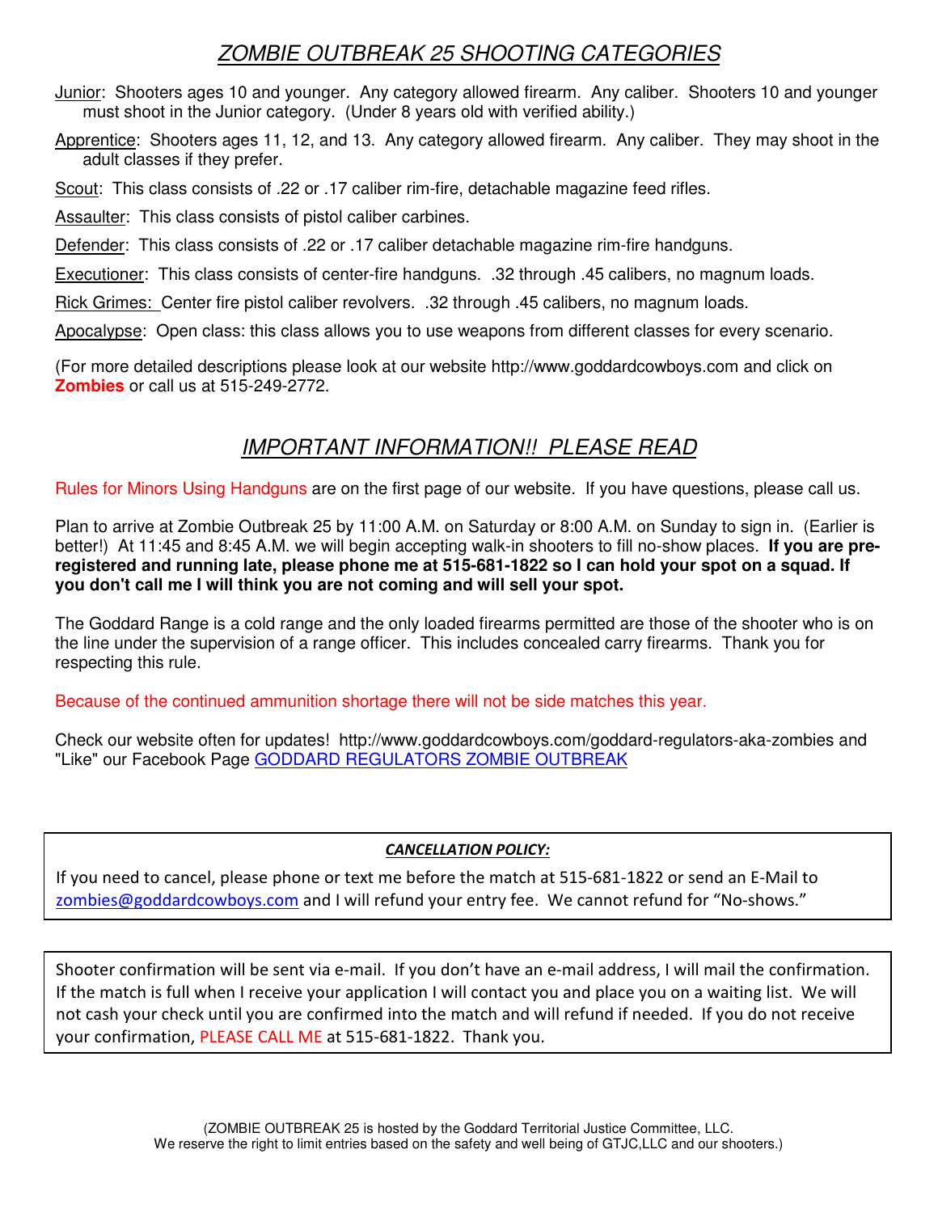## *ZOMBIE OUTBREAK 25 SHOOTING CATEGORIES*

Junior: Shooters ages 10 and younger. Any category allowed firearm. Any caliber. Shooters 10 and younger must shoot in the Junior category. (Under 8 years old with verified ability.)

Apprentice: Shooters ages 11, 12, and 13. Any category allowed firearm. Any caliber. They may shoot in the adult classes if they prefer.

Scout: This class consists of .22 or .17 caliber rim-fire, detachable magazine feed rifles.

Assaulter: This class consists of pistol caliber carbines.

Defender: This class consists of .22 or .17 caliber detachable magazine rim-fire handguns.

Executioner: This class consists of center-fire handguns. .32 through .45 calibers, no magnum loads.

Rick Grimes: Center fire pistol caliber revolvers. .32 through .45 calibers, no magnum loads.

Apocalypse: Open class: this class allows you to use weapons from different classes for every scenario.

(For more detailed descriptions please look at our website http://www.goddardcowboys.com and click on **Zombies** or call us at 515-249-2772.

## *IMPORTANT INFORMATION!! PLEASE READ*

Rules for Minors Using Handguns are on the first page of our website. If you have questions, please call us.

Plan to arrive at Zombie Outbreak 25 by 11:00 A.M. on Saturday or 8:00 A.M. on Sunday to sign in. (Earlier is better!) At 11:45 and 8:45 A.M. we will begin accepting walk-in shooters to fill no-show places. **If you are pre-registered and running late, please phone me at 515-681-1822 so I can hold your spot on a squad. If you don't call me I will think you are not coming and will sell your spot.**

The Goddard Range is a cold range and the only loaded firearms permitted are those of the shooter who is on the line under the supervision of a range officer. This includes concealed carry firearms. Thank you for respecting this rule.

Because of the continued ammunition shortage there will not be side matches this year.

Check our website often for updates! http://www.goddardcowboys.com/goddard-regulators-aka-zombies and "Like" our Facebook Page GODDARD REGULATORS ZOMBIE OUTBREAK

***CANCELLATION POLICY:***

If you need to cancel, please phone or text me before the match at 515-681-1822 or send an E-Mail to zombies@goddardcowboys.com and I will refund your entry fee. We cannot refund for "No-shows."

Shooter confirmation will be sent via e-mail. If you don't have an e-mail address, I will mail the confirmation. If the match is full when I receive your application I will contact you and place you on a waiting list. We will not cash your check until you are confirmed into the match and will refund if needed. If you do not receive your confirmation, PLEASE CALL ME at 515-681-1822. Thank you.

(ZOMBIE OUTBREAK 25 is hosted by the Goddard Territorial Justice Committee, LLC.
We reserve the right to limit entries based on the safety and well being of GTJC,LLC and our shooters.)